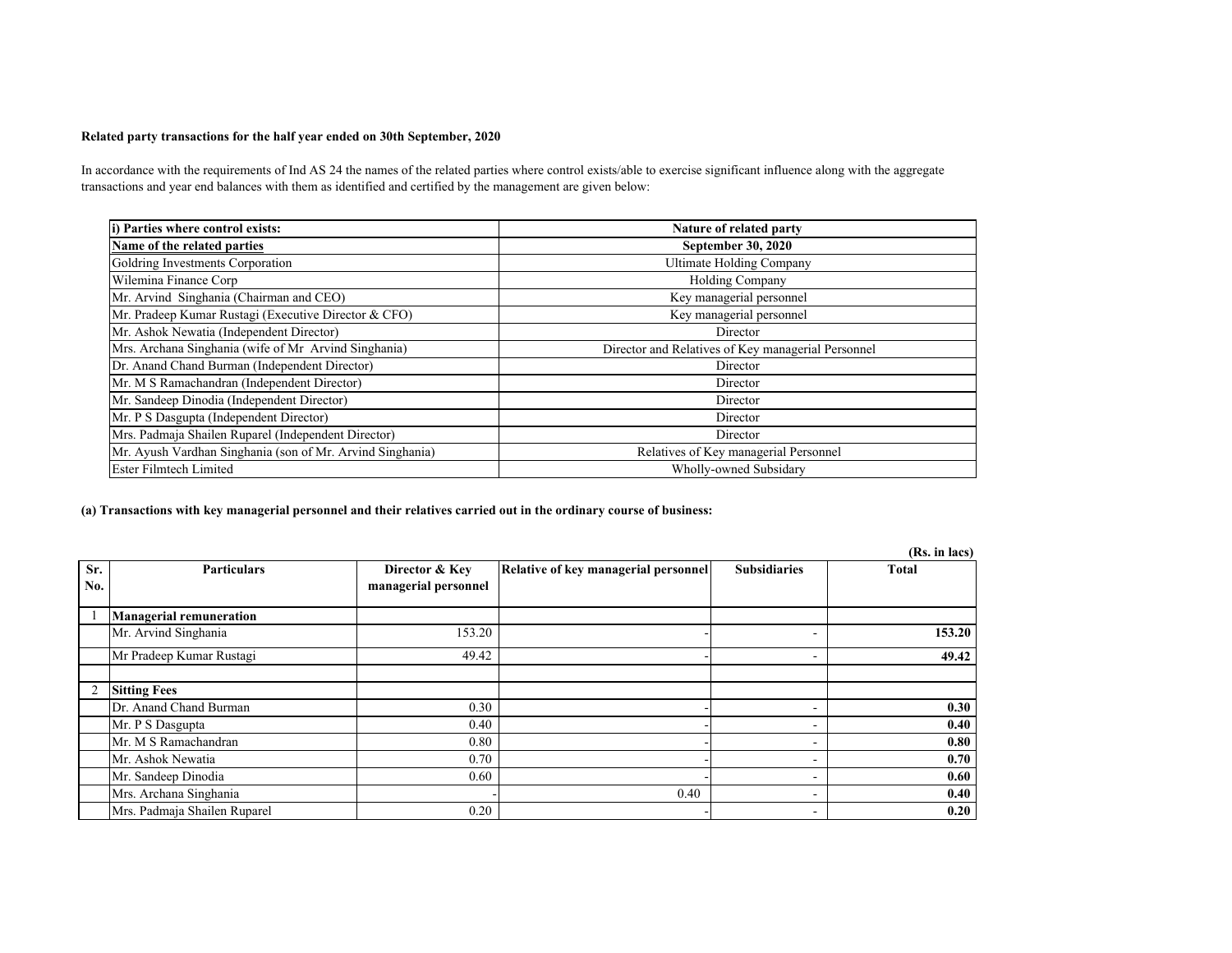**Related party transactions for the half year ended on 30th September, 2020**

In accordance with the requirements of Ind AS 24 the names of the related parties where control exists/able to exercise significant influence along with the aggregate transactions and year end balances with them as identified and certified by the management are given below:

| **i) Parties where control exists:** | **Nature of related party** |
|---|---|
| **Name of the related parties** | **September 30, 2020** |
| Goldring Investments Corporation | Ultimate Holding Company |
| Wilemina Finance Corp | Holding Company |
| Mr. Arvind Singhania (Chairman and CEO) | Key managerial personnel |
| Mr. Pradeep Kumar Rustagi (Executive Director & CFO) | Key managerial personnel |
| Mr. Ashok Newatia (Independent Director) | Director |
| Mrs. Archana Singhania (wife of Mr Arvind Singhania) | Director and Relatives of Key managerial Personnel |
| Dr. Anand Chand Burman (Independent Director) | Director |
| Mr. M S Ramachandran (Independent Director) | Director |
| Mr. Sandeep Dinodia (Independent Director) | Director |
| Mr. P S Dasgupta (Independent Director) | Director |
| Mrs. Padmaja Shailen Ruparel (Independent Director) | Director |
| Mr. Ayush Vardhan Singhania (son of Mr. Arvind Singhania) | Relatives of Key managerial Personnel |
| Ester Filmtech Limited | Wholly-owned Subsidary |

**(a) Transactions with key managerial personnel and their relatives carried out in the ordinary course of business:**

**(Rs. in lacs)**

| Sr. No. | Particulars | Director & Key managerial personnel | Relative of key managerial personnel | Subsidiaries | Total |
|---|---|---|---|---|---|
| 1 | **Managerial remuneration** | | | | |
| | Mr. Arvind Singhania | 153.20 | - | - | **153.20** |
| | Mr Pradeep Kumar Rustagi | 49.42 | - | - | **49.42** |
| | | | | | |
| 2 | **Sitting Fees** | | | | |
| | Dr. Anand Chand Burman | 0.30 | - | - | **0.30** |
| | Mr. P S Dasgupta | 0.40 | - | - | **0.40** |
| | Mr. M S Ramachandran | 0.80 | - | - | **0.80** |
| | Mr. Ashok Newatia | 0.70 | - | - | **0.70** |
| | Mr. Sandeep Dinodia | 0.60 | - | - | **0.60** |
| | Mrs. Archana Singhania | - | 0.40 | - | **0.40** |
| | Mrs. Padmaja Shailen Ruparel | 0.20 | - | - | **0.20** |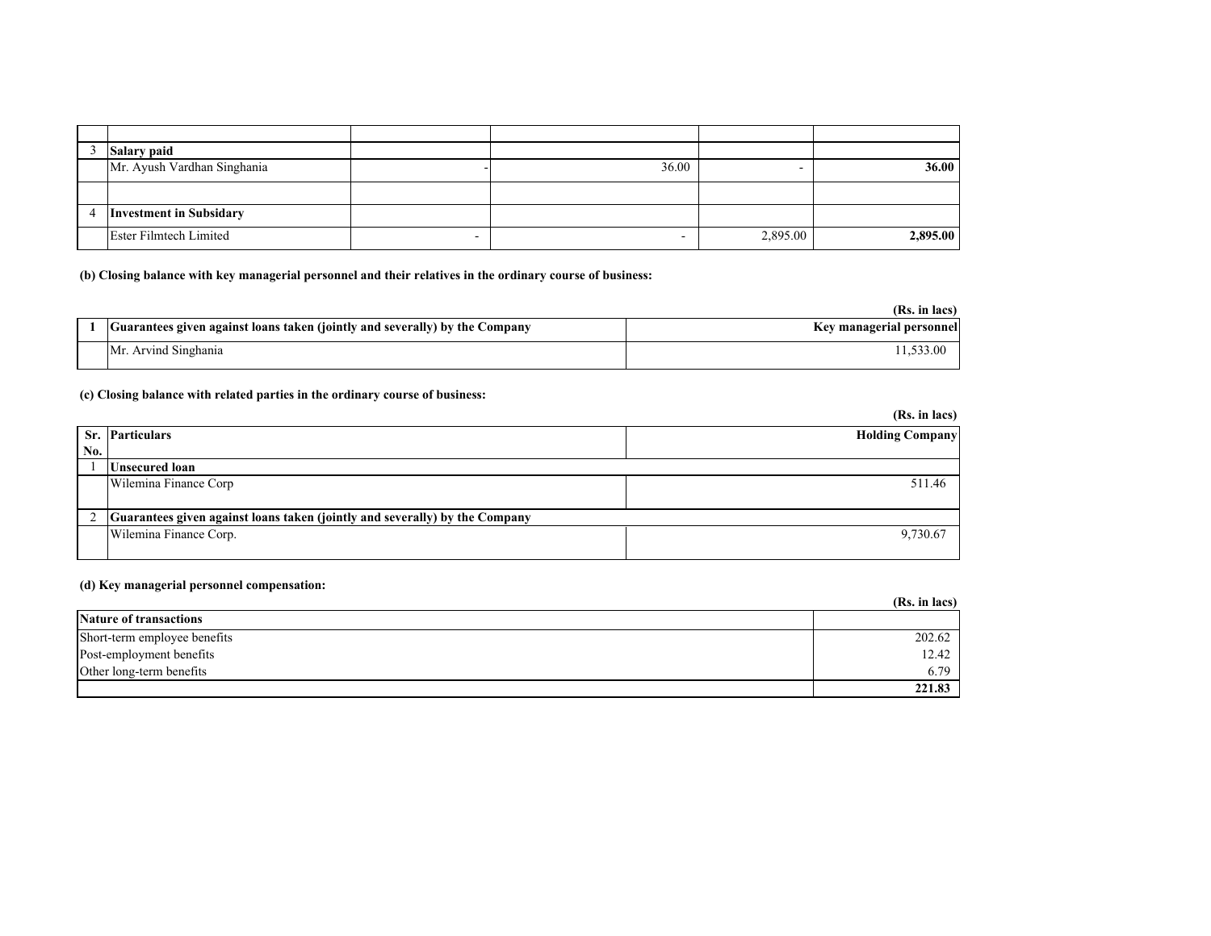| | | | | | |
|---|---|---|---|---|---|
| 3 | **Salary paid** | | | | |
| | Mr. Ayush Vardhan Singhania | - | 36.00 | - | **36.00** |
| | | | | | |
| 4 | **Investment in Subsidary** | | | | |
| | Ester Filmtech Limited | - | - | 2,895.00 | **2,895.00** |

**(b) Closing balance with key managerial personnel and their relatives in the ordinary course of business:**

**(Rs. in lacs)**

| 1 | Guarantees given against loans taken (jointly and severally) by the Company | Key managerial personnel |
|---|---|---|
| | Mr. Arvind Singhania | 11,533.00 |

**(c) Closing balance with related parties in the ordinary course of business:**

**(Rs. in lacs)**

| Sr. No. | Particulars | Holding Company |
|---|---|---|
| 1 | **Unsecured loan** | |
| | Wilemina Finance Corp | 511.46 |
| 2 | **Guarantees given against loans taken (jointly and severally) by the Company** | |
| | Wilemina Finance Corp. | 9,730.67 |

**(d) Key managerial personnel compensation:**

**(Rs. in lacs)**

| Nature of transactions | |
|---|---|
| Short-term employee benefits | 202.62 |
| Post-employment benefits | 12.42 |
| Other long-term benefits | 6.79 |
| | **221.83** |